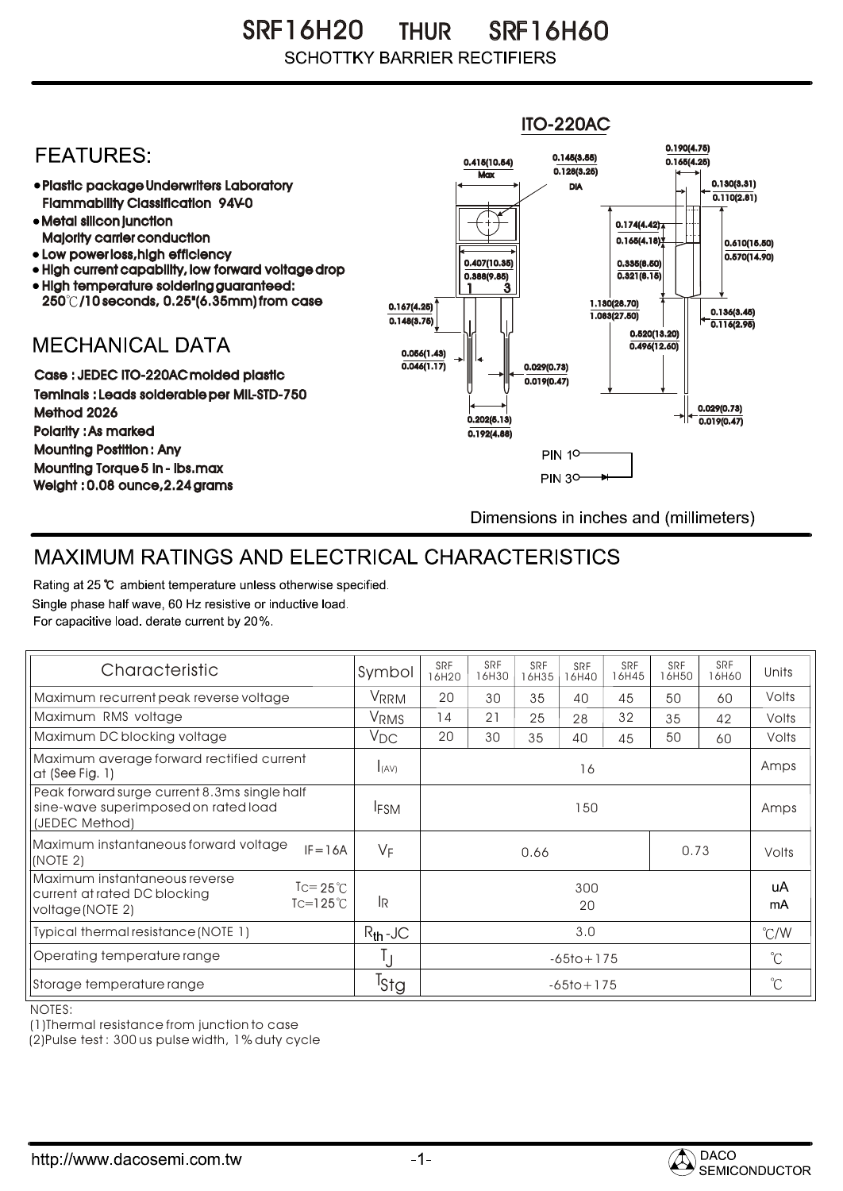# SRF16H20 THUR SRF16H60

SCHOTTKY BARRIER RECTIFIERS

## FEATURES:

- Plastic package Underwriters Laboratory Flammability Classification 94V-0
- Metal silicon junction Majority carrier conduction
- Low power loss,high efficiency
- High current capability, low forward voltage drop
- High temperature soldering guaranteed: 250℃/10 seconds, 0.25"(6.35mm) from case

## MECHANICAL DATA

Case : JEDEC ITO-220AC molded plastic
Teminals : Leads solderable per MIL-STD-750 Method 2026
Polarity : As marked
Mounting Postition : Any
Mounting Torque 5 in - lbs.max
Weight : 0.08 ounce,2.24 grams

ITO-220AC

Dimensions in inches and (millimeters)

## MAXIMUM RATINGS AND ELECTRICAL CHARACTERISTICS

Rating at 25 ℃ ambient temperature unless otherwise specified.
Single phase half wave, 60 Hz resistive or inductive load.
For capacitive load. derate current by 20%.

| Characteristic | Symbol | SRF 16H20 | SRF 16H30 | SRF 16H35 | SRF 16H40 | SRF 16H45 | SRF 16H50 | SRF 16H60 | Units |
|---|---|---|---|---|---|---|---|---|---|
| Maximum recurrent peak reverse voltage | $V_{RRM}$ | 20 | 30 | 35 | 40 | 45 | 50 | 60 | Volts |
| Maximum RMS voltage | $V_{RMS}$ | 14 | 21 | 25 | 28 | 32 | 35 | 42 | Volts |
| Maximum DC blocking voltage | $V_{DC}$ | 20 | 30 | 35 | 40 | 45 | 50 | 60 | Volts |
| Maximum average forward rectified current at (See Fig. 1) | $I_{(AV)}$ | 16 | | | | | | | Amps |
| Peak forward surge current 8.3ms single half sine-wave superimposed on rated load (JEDEC Method) | $I_{FSM}$ | 150 | | | | | | | Amps |
| Maximum instantaneous forward voltage (NOTE 2) IF=16A | $V_F$ | 0.66 | | | | | 0.73 | | Volts |
| Maximum instantaneous reverse current at rated DC blocking voltage (NOTE 2) $T_C$= 25℃ / $T_C$=125℃ | $I_R$ | 300 / 20 | | | | | | | uA / mA |
| Typical thermal resistance (NOTE 1) | $R_{th}$-JC | 3.0 | | | | | | | ℃/W |
| Operating temperature range | $T_J$ | -65to+175 | | | | | | | ℃ |
| Storage temperature range | $T_{Stg}$ | -65to+175 | | | | | | | ℃ |

NOTES:
(1)Thermal resistance from junction to case
(2)Pulse test : 300 us pulse width, 1% duty cycle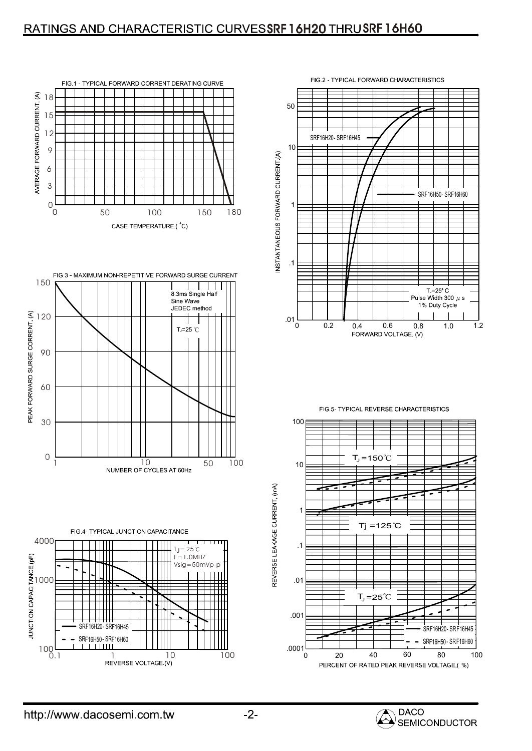## RATINGS AND CHARACTERISTIC CURVES SRF16H20 THRU SRF16H60

FIG.1 - TYPICAL FORWARD CORRENT DERATING CURVE

AVERAGE FORWARD CURRENT, (A)

18
15
12
9
6
3
0

0 50 100 150 180

CASE TEMPERATURE.( °C)

FIG.2 - TYPICAL FORWARD CHARACTERISTICS

INSTANTANEOUS FORWARD CURRENT,(A)

50
10
1
.1
.01

SRF16H20- SRF16H45

SRF16H50- SRF16H60

$T_J$=25° C
Pulse Width 300 $\mu$ s
1% Duty Cycle

0 0.2 0.4 0.6 0.8 1.0 1.2

FORWARD VOLTAGE. (V)

FIG.3 - MAXIMUM NON-REPETITIVE FORWARD SURGE CURRENT

PEAK FORWARD SURGE CORRENT, (A)

150
120
90
60
30
0

8.3ms Single Half
Sine Wave
JEDEC method

$T_J$=25 ℃

1 10 50 100

NUMBER OF CYCLES AT 60Hz

FIG.4- TYPICAL JUNCTION CAPACITANCE

JUNCTION CAPACITANCE,(pF)

4000
1000
100

$T_J$= 25 ℃
F=1.0MHZ
Vsig=50mVp-p

SRF16H20- SRF16H45

SRF16H50- SRF16H60

0.1 1 10 100

REVERSE VOLTAGE.(V)

FIG.5- TYPICAL REVERSE CHARACTERISTICS

REVERSE LEAKAGE CURRENT, (mA)

100
10
1
.1
.01
.001
.0001

$T_J$=150℃

Tj =125℃

$T_J$=25℃

SRF16H20- SRF16H45

SRF16H50- SRF16H60

0 20 40 60 80 100

PERCENT OF RATED PEAK REVERSE VOLTAGE,( %)